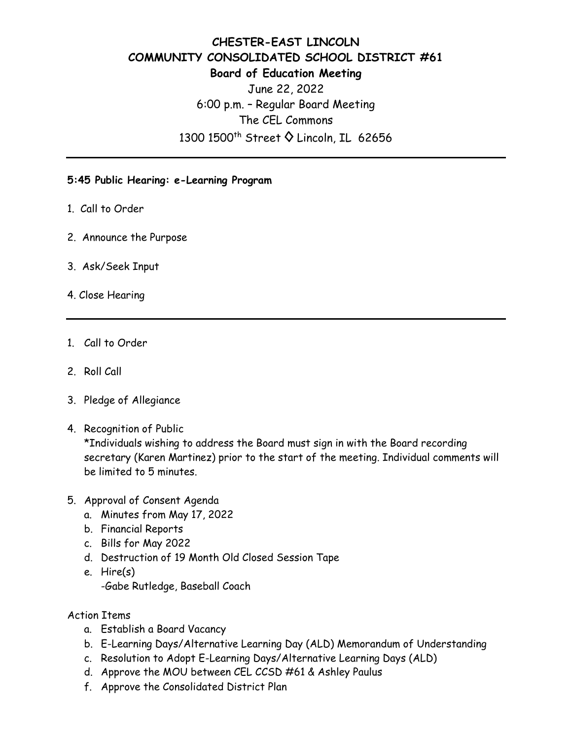# CHESTER-EAST LINCOLN
# COMMUNITY CONSOLIDATED SCHOOL DISTRICT #61
## Board of Education Meeting

June 22, 2022
6:00 p.m. – Regular Board Meeting
The CEL Commons
1300 1500th Street ◊ Lincoln, IL 62656

---

**5:45 Public Hearing: e-Learning Program**

1. Call to Order
2. Announce the Purpose
3. Ask/Seek Input
4. Close Hearing

---

1. Call to Order
2. Roll Call
3. Pledge of Allegiance
4. Recognition of Public
   *Individuals wishing to address the Board must sign in with the Board recording secretary (Karen Martinez) prior to the start of the meeting. Individual comments will be limited to 5 minutes.
5. Approval of Consent Agenda
   a. Minutes from May 17, 2022
   b. Financial Reports
   c. Bills for May 2022
   d. Destruction of 19 Month Old Closed Session Tape
   e. Hire(s)
      -Gabe Rutledge, Baseball Coach

Action Items

a. Establish a Board Vacancy
b. E-Learning Days/Alternative Learning Day (ALD) Memorandum of Understanding
c. Resolution to Adopt E-Learning Days/Alternative Learning Days (ALD)
d. Approve the MOU between CEL CCSD #61 & Ashley Paulus
f. Approve the Consolidated District Plan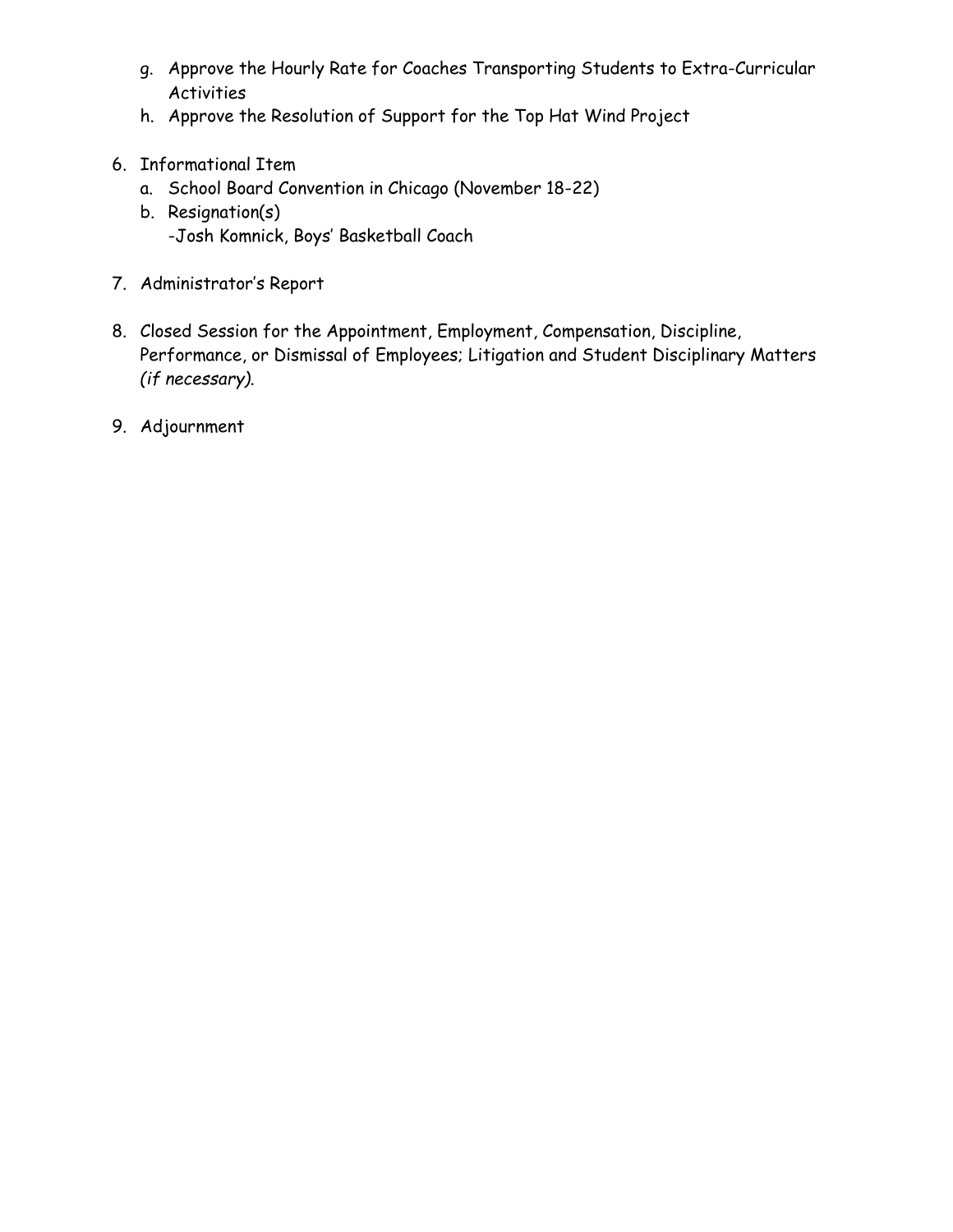g. Approve the Hourly Rate for Coaches Transporting Students to Extra-Curricular Activities
h. Approve the Resolution of Support for the Top Hat Wind Project

6. Informational Item
   a. School Board Convention in Chicago (November 18-22)
   b. Resignation(s)
      -Josh Komnick, Boys' Basketball Coach

7. Administrator's Report

8. Closed Session for the Appointment, Employment, Compensation, Discipline, Performance, or Dismissal of Employees; Litigation and Student Disciplinary Matters *(if necessary).*

9. Adjournment